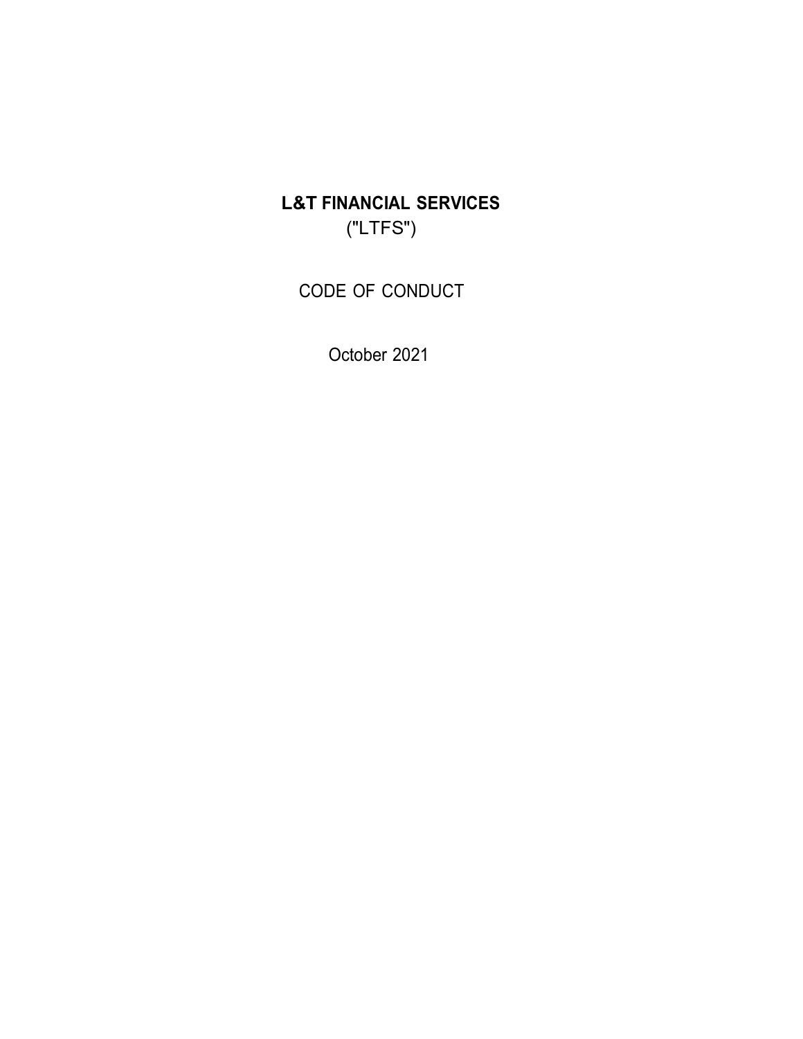# L&T FINANCIAL SERVICES

("LTFS")

CODE OF CONDUCT

October 2021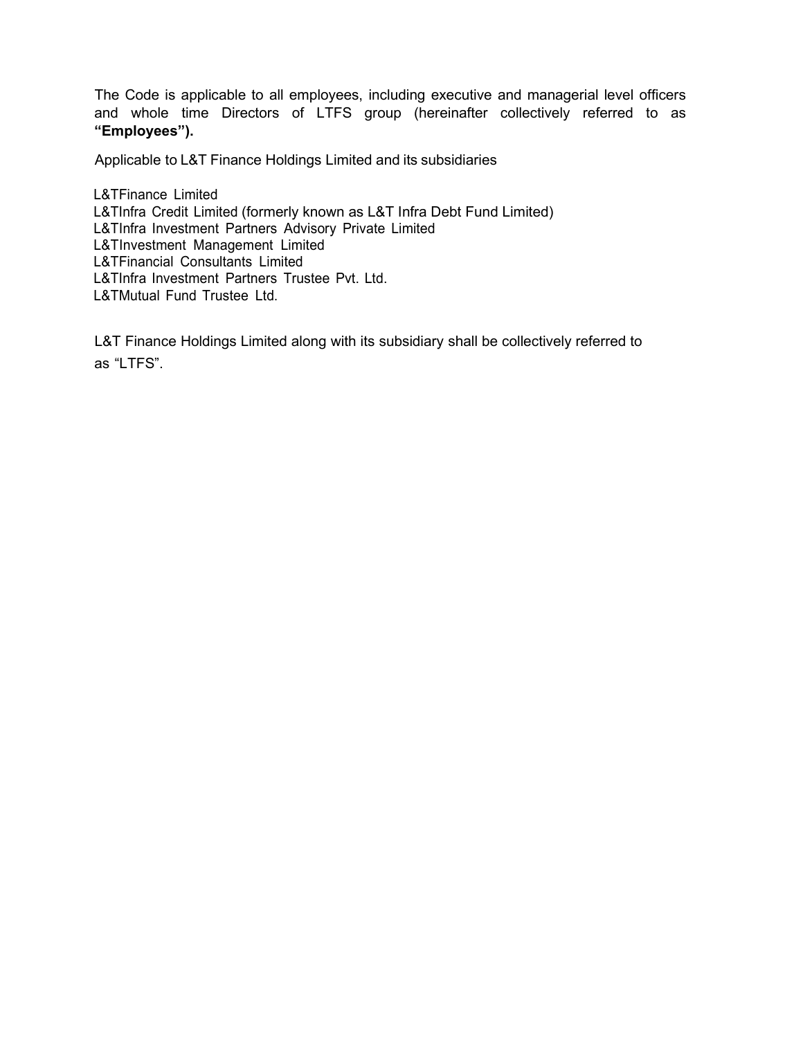The Code is applicable to all employees, including executive and managerial level officers and whole time Directors of LTFS group (hereinafter collectively referred to as **"Employees").**

Applicable to L&T Finance Holdings Limited and its subsidiaries

L&TFinance Limited
L&TInfra Credit Limited (formerly known as L&T Infra Debt Fund Limited)
L&TInfra Investment Partners Advisory Private Limited
L&TInvestment Management Limited
L&TFinancial Consultants Limited
L&TInfra Investment Partners Trustee Pvt. Ltd.
L&TMutual Fund Trustee Ltd.

L&T Finance Holdings Limited along with its subsidiary shall be collectively referred to as "LTFS".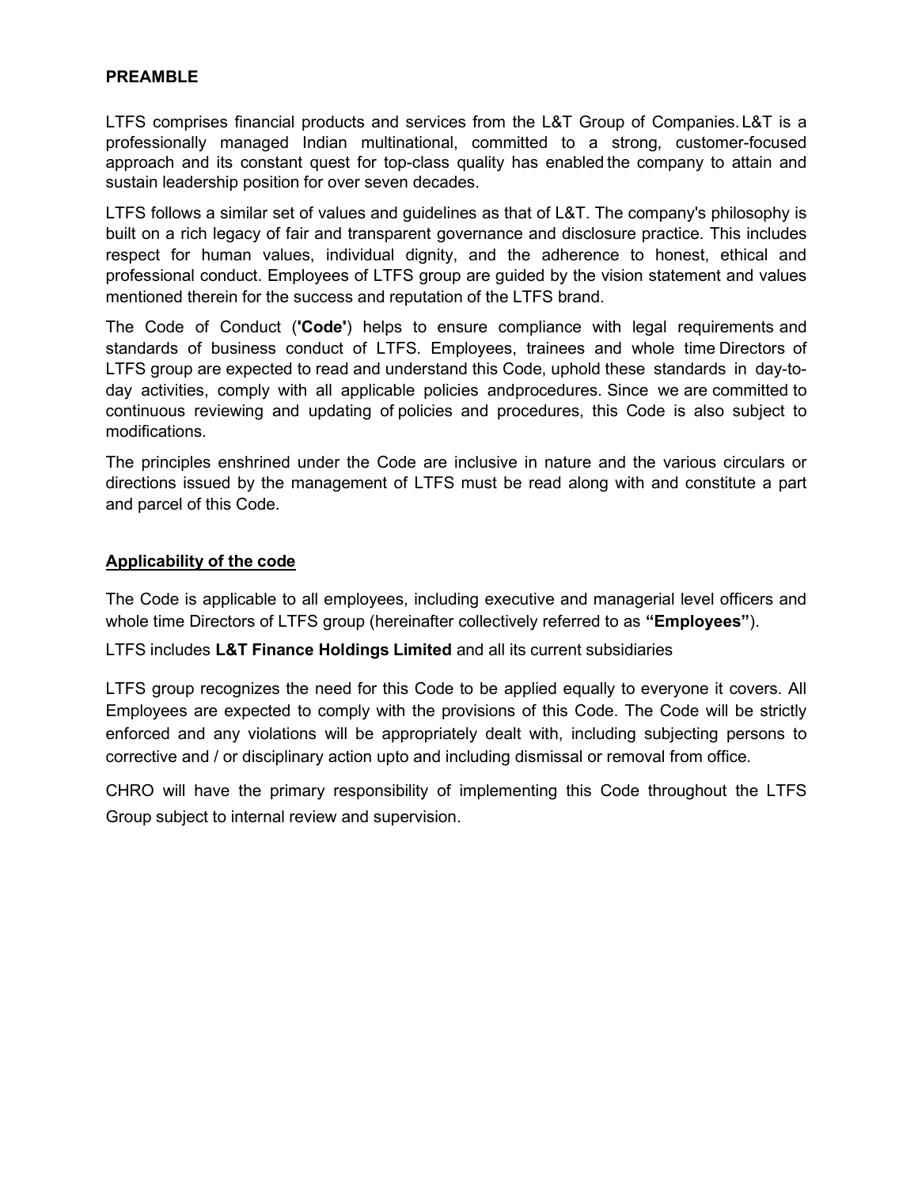**PREAMBLE**

LTFS comprises financial products and services from the L&T Group of Companies. L&T is a professionally managed Indian multinational, committed to a strong, customer-focused approach and its constant quest for top-class quality has enabled the company to attain and sustain leadership position for over seven decades.

LTFS follows a similar set of values and guidelines as that of L&T. The company's philosophy is built on a rich legacy of fair and transparent governance and disclosure practice. This includes respect for human values, individual dignity, and the adherence to honest, ethical and professional conduct. Employees of LTFS group are guided by the vision statement and values mentioned therein for the success and reputation of the LTFS brand.

The Code of Conduct (**'Code'**) helps to ensure compliance with legal requirements and standards of business conduct of LTFS. Employees, trainees and whole time Directors of LTFS group are expected to read and understand this Code, uphold these standards in day-to-day activities, comply with all applicable policies andprocedures. Since we are committed to continuous reviewing and updating of policies and procedures, this Code is also subject to modifications.

The principles enshrined under the Code are inclusive in nature and the various circulars or directions issued by the management of LTFS must be read along with and constitute a part and parcel of this Code.

**Applicability of the code**

The Code is applicable to all employees, including executive and managerial level officers and whole time Directors of LTFS group (hereinafter collectively referred to as **"Employees"**).

LTFS includes **L&T Finance Holdings Limited** and all its current subsidiaries

LTFS group recognizes the need for this Code to be applied equally to everyone it covers. All Employees are expected to comply with the provisions of this Code. The Code will be strictly enforced and any violations will be appropriately dealt with, including subjecting persons to corrective and / or disciplinary action upto and including dismissal or removal from office.

CHRO will have the primary responsibility of implementing this Code throughout the LTFS Group subject to internal review and supervision.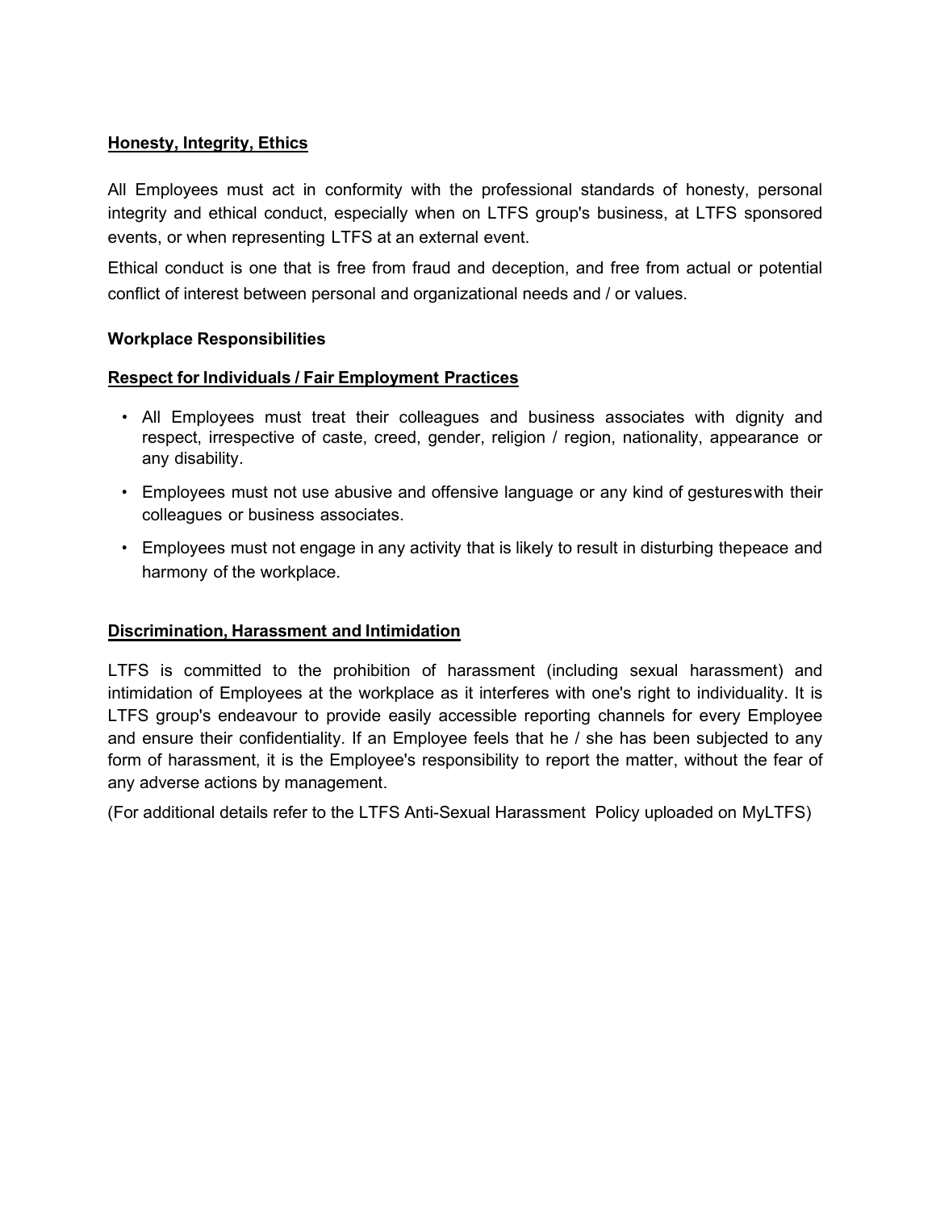**<u>Honesty, Integrity, Ethics</u>**

All Employees must act in conformity with the professional standards of honesty, personal integrity and ethical conduct, especially when on LTFS group's business, at LTFS sponsored events, or when representing LTFS at an external event.

Ethical conduct is one that is free from fraud and deception, and free from actual or potential conflict of interest between personal and organizational needs and / or values.

**Workplace Responsibilities**

**<u>Respect for Individuals / Fair Employment Practices</u>**

- All Employees must treat their colleagues and business associates with dignity and respect, irrespective of caste, creed, gender, religion / region, nationality, appearance or any disability.
- Employees must not use abusive and offensive language or any kind of gestures with their colleagues or business associates.
- Employees must not engage in any activity that is likely to result in disturbing the peace and harmony of the workplace.

**<u>Discrimination, Harassment and Intimidation</u>**

LTFS is committed to the prohibition of harassment (including sexual harassment) and intimidation of Employees at the workplace as it interferes with one's right to individuality. It is LTFS group's endeavour to provide easily accessible reporting channels for every Employee and ensure their confidentiality. If an Employee feels that he / she has been subjected to any form of harassment, it is the Employee's responsibility to report the matter, without the fear of any adverse actions by management.

(For additional details refer to the LTFS Anti-Sexual Harassment Policy uploaded on MyLTFS)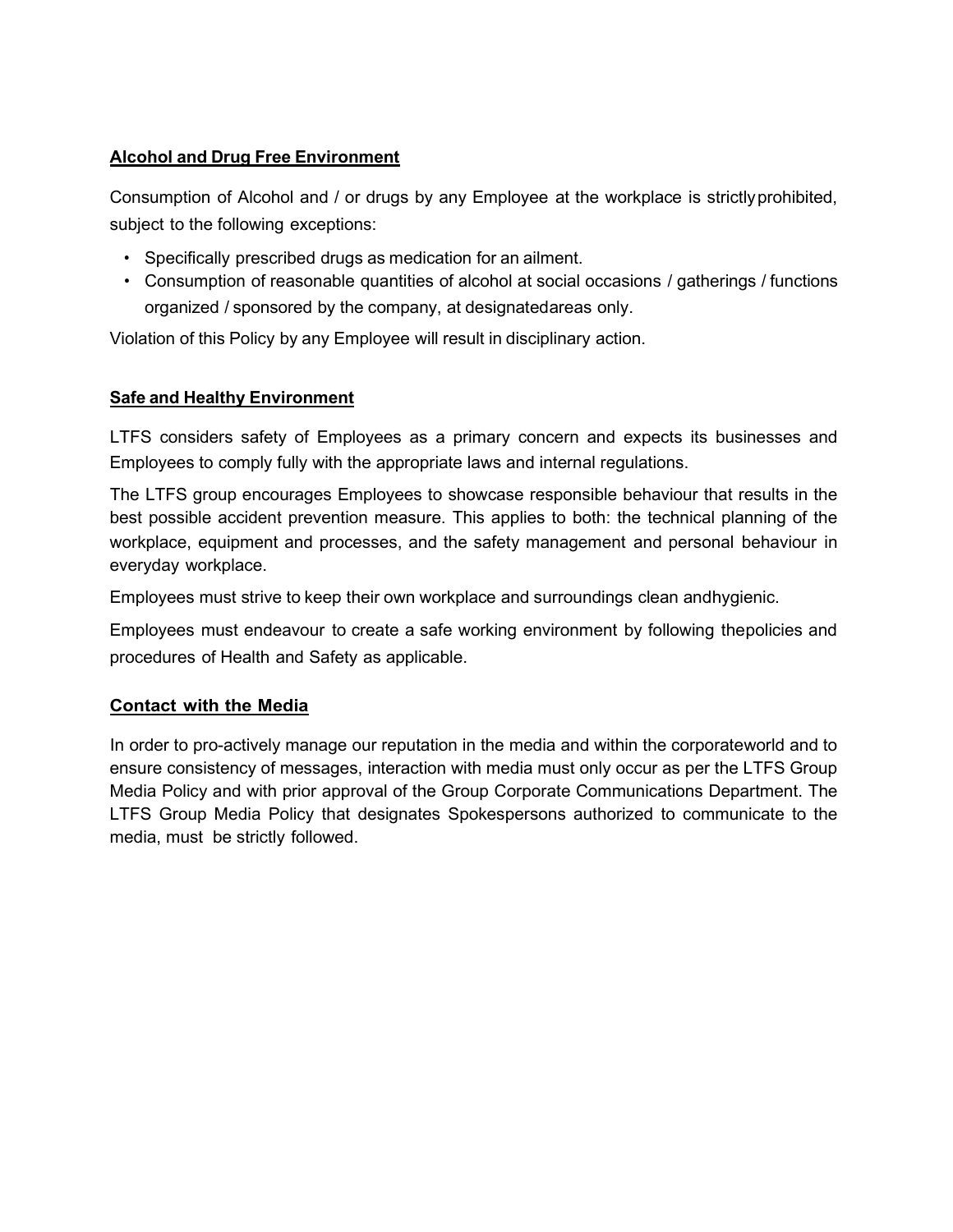**Alcohol and Drug Free Environment**

Consumption of Alcohol and / or drugs by any Employee at the workplace is strictly prohibited, subject to the following exceptions:

- Specifically prescribed drugs as medication for an ailment.
- Consumption of reasonable quantities of alcohol at social occasions / gatherings / functions organized / sponsored by the company, at designated areas only.

Violation of this Policy by any Employee will result in disciplinary action.

**Safe and Healthy Environment**

LTFS considers safety of Employees as a primary concern and expects its businesses and Employees to comply fully with the appropriate laws and internal regulations.

The LTFS group encourages Employees to showcase responsible behaviour that results in the best possible accident prevention measure. This applies to both: the technical planning of the workplace, equipment and processes, and the safety management and personal behaviour in everyday workplace.

Employees must strive to keep their own workplace and surroundings clean and hygienic.

Employees must endeavour to create a safe working environment by following the policies and procedures of Health and Safety as applicable.

**Contact with the Media**

In order to pro-actively manage our reputation in the media and within the corporate world and to ensure consistency of messages, interaction with media must only occur as per the LTFS Group Media Policy and with prior approval of the Group Corporate Communications Department. The LTFS Group Media Policy that designates Spokespersons authorized to communicate to the media, must be strictly followed.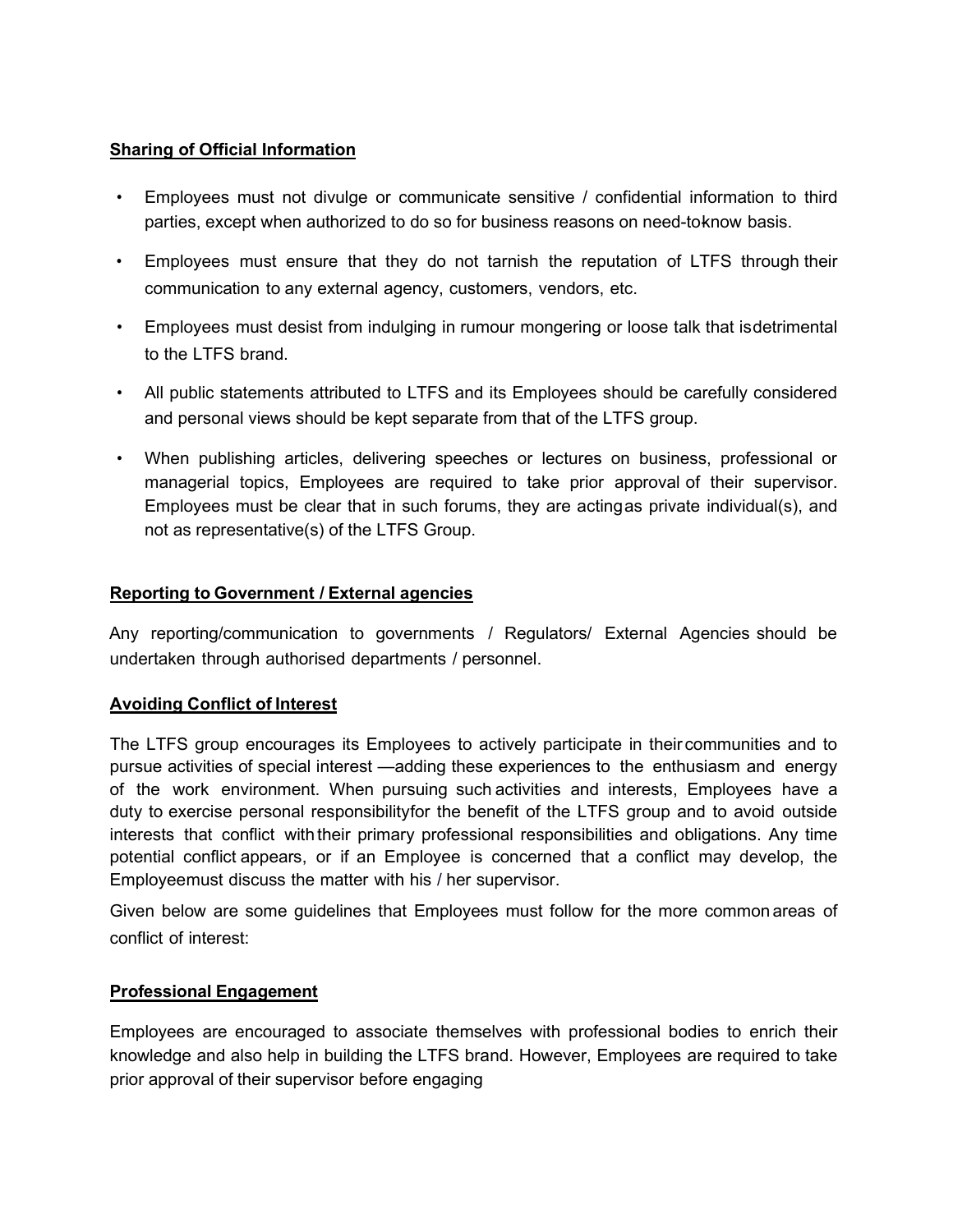**Sharing of Official Information**

- Employees must not divulge or communicate sensitive / confidential information to third parties, except when authorized to do so for business reasons on need-toknow basis.
- Employees must ensure that they do not tarnish the reputation of LTFS through their communication to any external agency, customers, vendors, etc.
- Employees must desist from indulging in rumour mongering or loose talk that isdetrimental to the LTFS brand.
- All public statements attributed to LTFS and its Employees should be carefully considered and personal views should be kept separate from that of the LTFS group.
- When publishing articles, delivering speeches or lectures on business, professional or managerial topics, Employees are required to take prior approval of their supervisor. Employees must be clear that in such forums, they are actingas private individual(s), and not as representative(s) of the LTFS Group.

**Reporting to Government / External agencies**

Any reporting/communication to governments / Regulators/ External Agencies should be undertaken through authorised departments / personnel.

**Avoiding Conflict of Interest**

The LTFS group encourages its Employees to actively participate in theircommunities and to pursue activities of special interest —adding these experiences to the enthusiasm and energy of the work environment. When pursuing such activities and interests, Employees have a duty to exercise personal responsibilityfor the benefit of the LTFS group and to avoid outside interests that conflict withtheir primary professional responsibilities and obligations. Any time potential conflict appears, or if an Employee is concerned that a conflict may develop, the Employeemust discuss the matter with his / her supervisor.

Given below are some guidelines that Employees must follow for the more commonareas of conflict of interest:

**Professional Engagement**

Employees are encouraged to associate themselves with professional bodies to enrich their knowledge and also help in building the LTFS brand. However, Employees are required to take prior approval of their supervisor before engaging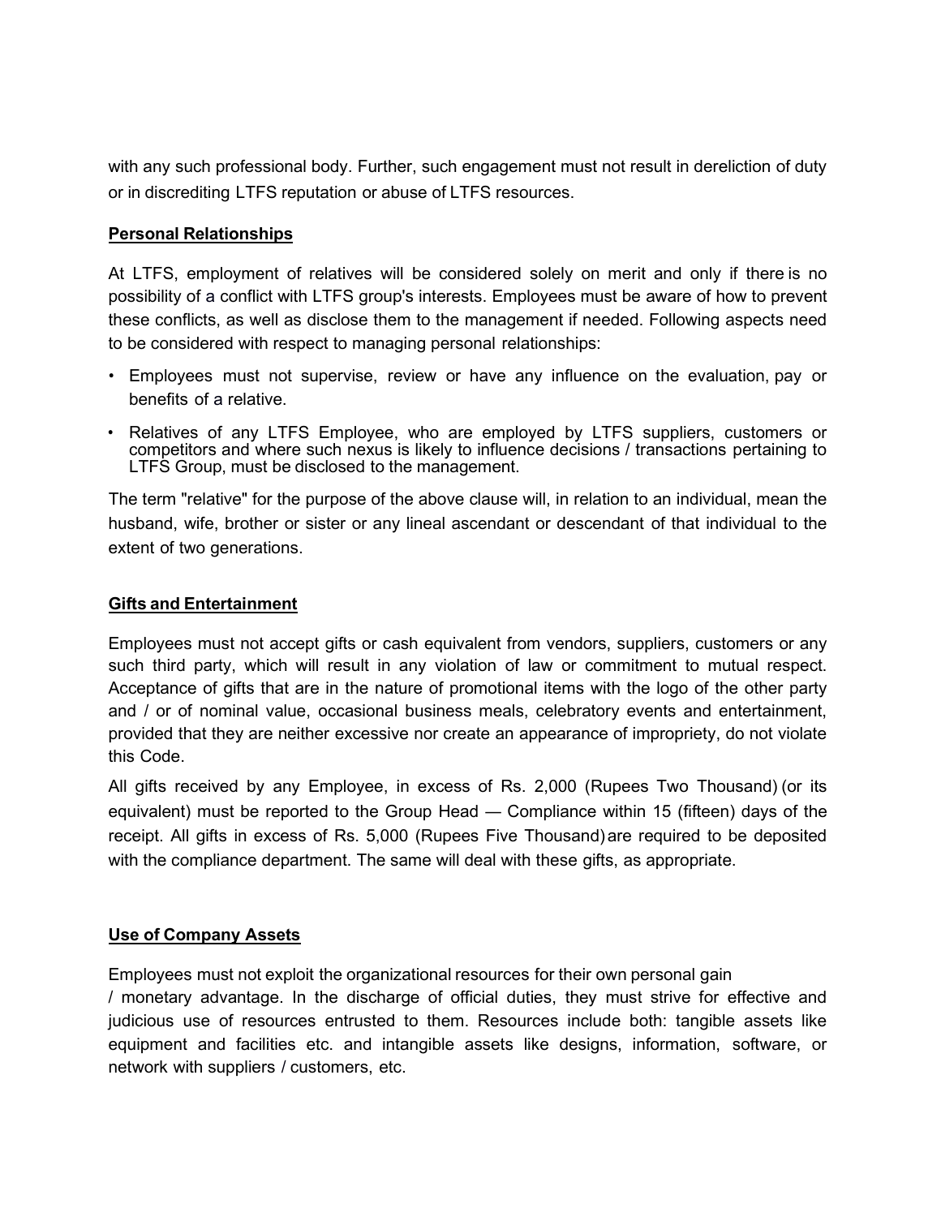with any such professional body. Further, such engagement must not result in dereliction of duty or in discrediting LTFS reputation or abuse of LTFS resources.

**Personal Relationships**

At LTFS, employment of relatives will be considered solely on merit and only if there is no possibility of a conflict with LTFS group's interests. Employees must be aware of how to prevent these conflicts, as well as disclose them to the management if needed. Following aspects need to be considered with respect to managing personal relationships:

- Employees must not supervise, review or have any influence on the evaluation, pay or benefits of a relative.
- Relatives of any LTFS Employee, who are employed by LTFS suppliers, customers or competitors and where such nexus is likely to influence decisions / transactions pertaining to LTFS Group, must be disclosed to the management.

The term "relative" for the purpose of the above clause will, in relation to an individual, mean the husband, wife, brother or sister or any lineal ascendant or descendant of that individual to the extent of two generations.

**Gifts and Entertainment**

Employees must not accept gifts or cash equivalent from vendors, suppliers, customers or any such third party, which will result in any violation of law or commitment to mutual respect. Acceptance of gifts that are in the nature of promotional items with the logo of the other party and / or of nominal value, occasional business meals, celebratory events and entertainment, provided that they are neither excessive nor create an appearance of impropriety, do not violate this Code.

All gifts received by any Employee, in excess of Rs. 2,000 (Rupees Two Thousand) (or its equivalent) must be reported to the Group Head — Compliance within 15 (fifteen) days of the receipt. All gifts in excess of Rs. 5,000 (Rupees Five Thousand) are required to be deposited with the compliance department. The same will deal with these gifts, as appropriate.

**Use of Company Assets**

Employees must not exploit the organizational resources for their own personal gain / monetary advantage. In the discharge of official duties, they must strive for effective and judicious use of resources entrusted to them. Resources include both: tangible assets like equipment and facilities etc. and intangible assets like designs, information, software, or network with suppliers / customers, etc.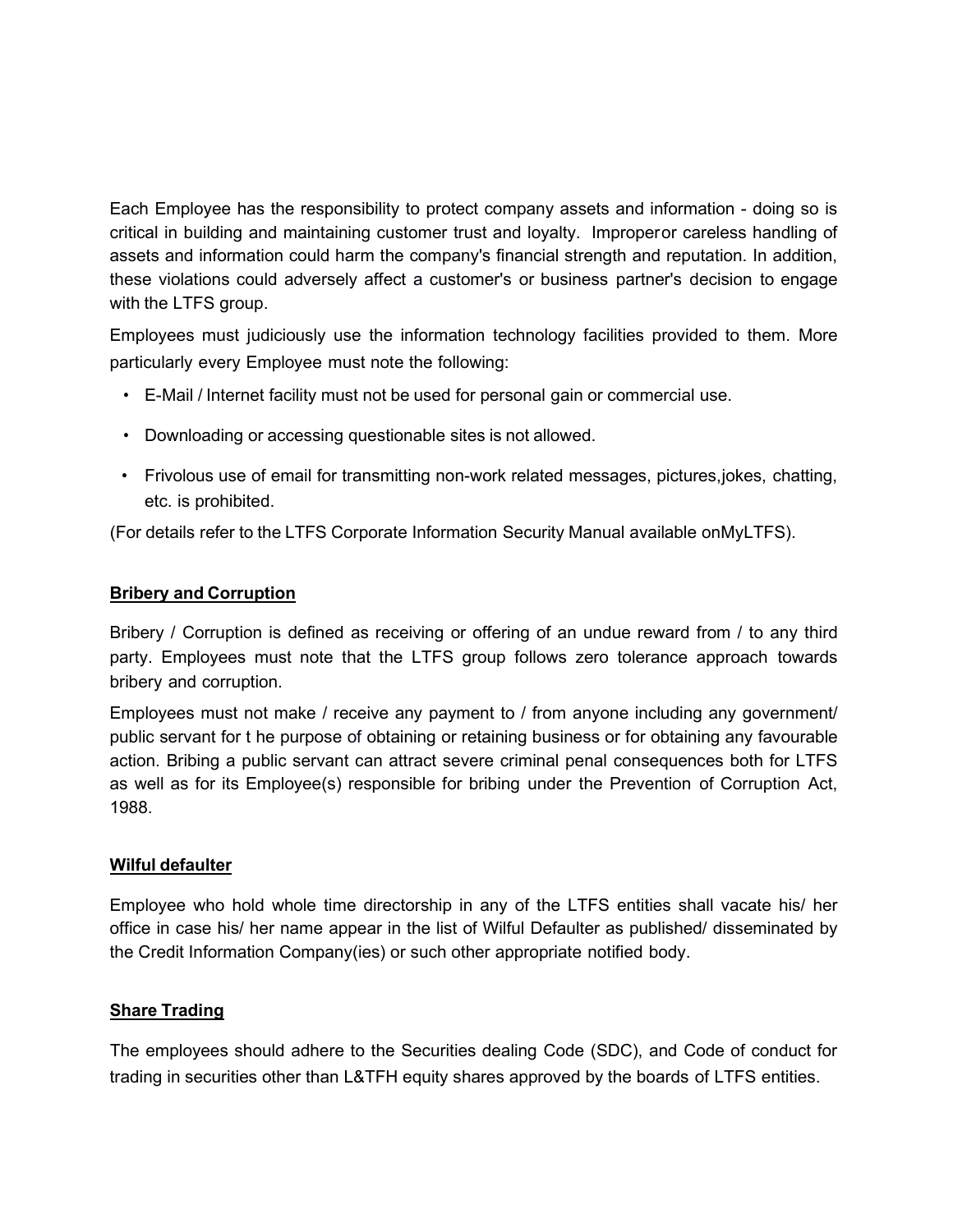Each Employee has the responsibility to protect company assets and information - doing so is critical in building and maintaining customer trust and loyalty. Improperor careless handling of assets and information could harm the company's financial strength and reputation. In addition, these violations could adversely affect a customer's or business partner's decision to engage with the LTFS group.

Employees must judiciously use the information technology facilities provided to them. More particularly every Employee must note the following:

- E-Mail / Internet facility must not be used for personal gain or commercial use.
- Downloading or accessing questionable sites is not allowed.
- Frivolous use of email for transmitting non-work related messages, pictures,jokes, chatting, etc. is prohibited.

(For details refer to the LTFS Corporate Information Security Manual available onMyLTFS).

**Bribery and Corruption**

Bribery / Corruption is defined as receiving or offering of an undue reward from / to any third party. Employees must note that the LTFS group follows zero tolerance approach towards bribery and corruption.

Employees must not make / receive any payment to / from anyone including any government/ public servant for t he purpose of obtaining or retaining business or for obtaining any favourable action. Bribing a public servant can attract severe criminal penal consequences both for LTFS as well as for its Employee(s) responsible for bribing under the Prevention of Corruption Act, 1988.

**Wilful defaulter**

Employee who hold whole time directorship in any of the LTFS entities shall vacate his/ her office in case his/ her name appear in the list of Wilful Defaulter as published/ disseminated by the Credit Information Company(ies) or such other appropriate notified body.

**Share Trading**

The employees should adhere to the Securities dealing Code (SDC), and Code of conduct for trading in securities other than L&TFH equity shares approved by the boards of LTFS entities.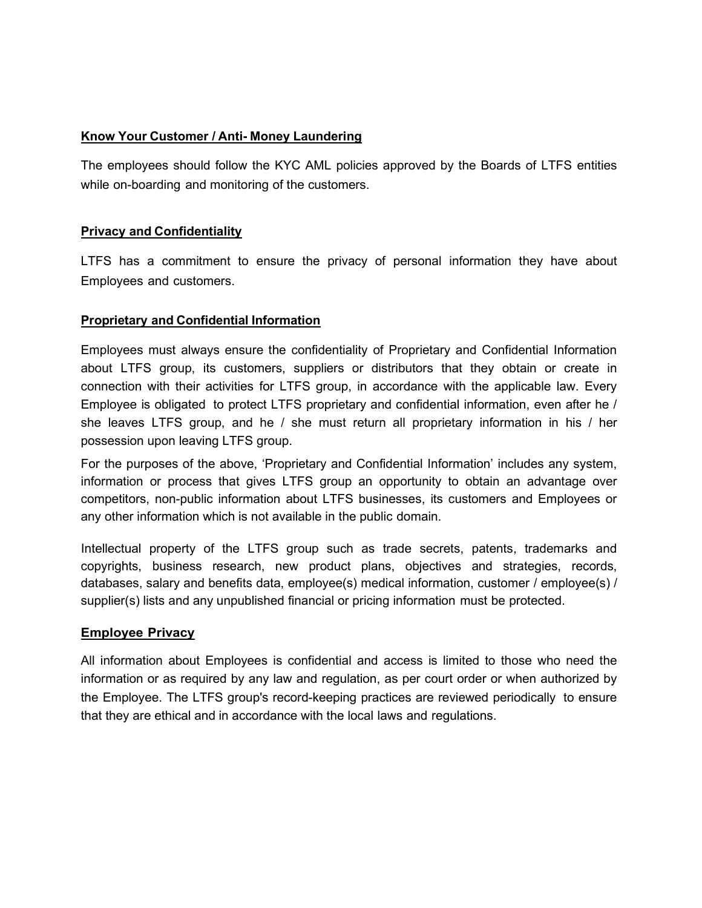**Know Your Customer / Anti- Money Laundering**

The employees should follow the KYC AML policies approved by the Boards of LTFS entities while on-boarding and monitoring of the customers.

**Privacy and Confidentiality**

LTFS has a commitment to ensure the privacy of personal information they have about Employees and customers.

**Proprietary and Confidential Information**

Employees must always ensure the confidentiality of Proprietary and Confidential Information about LTFS group, its customers, suppliers or distributors that they obtain or create in connection with their activities for LTFS group, in accordance with the applicable law. Every Employee is obligated to protect LTFS proprietary and confidential information, even after he / she leaves LTFS group, and he / she must return all proprietary information in his / her possession upon leaving LTFS group.

For the purposes of the above, 'Proprietary and Confidential Information' includes any system, information or process that gives LTFS group an opportunity to obtain an advantage over competitors, non-public information about LTFS businesses, its customers and Employees or any other information which is not available in the public domain.

Intellectual property of the LTFS group such as trade secrets, patents, trademarks and copyrights, business research, new product plans, objectives and strategies, records, databases, salary and benefits data, employee(s) medical information, customer / employee(s) / supplier(s) lists and any unpublished financial or pricing information must be protected.

**Employee Privacy**

All information about Employees is confidential and access is limited to those who need the information or as required by any law and regulation, as per court order or when authorized by the Employee. The LTFS group's record-keeping practices are reviewed periodically to ensure that they are ethical and in accordance with the local laws and regulations.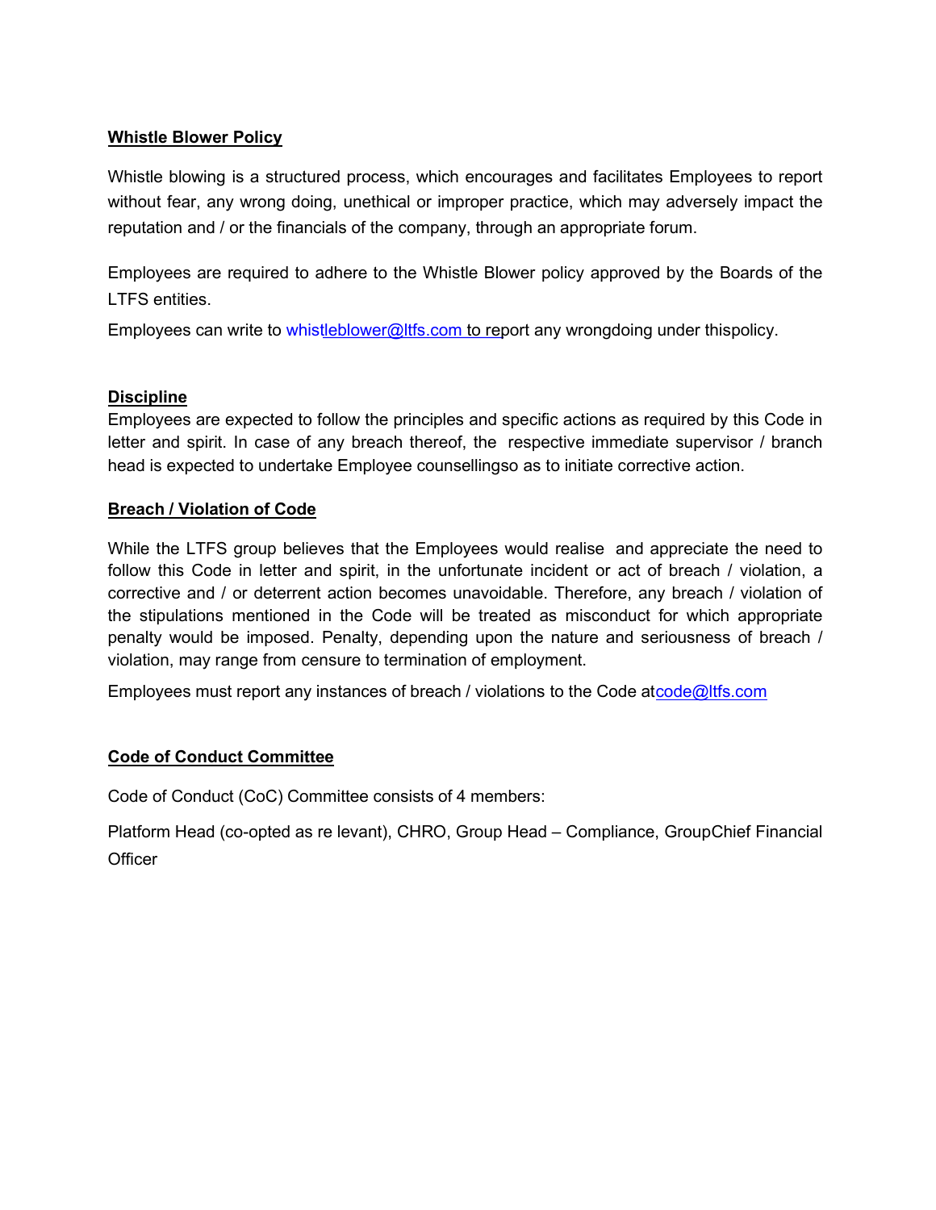**Whistle Blower Policy**

Whistle blowing is a structured process, which encourages and facilitates Employees to report without fear, any wrong doing, unethical or improper practice, which may adversely impact the reputation and / or the financials of the company, through an appropriate forum.

Employees are required to adhere to the Whistle Blower policy approved by the Boards of the LTFS entities.

Employees can write to whistleblower@ltfs.com to report any wrongdoing under thispolicy.

**Discipline**

Employees are expected to follow the principles and specific actions as required by this Code in letter and spirit. In case of any breach thereof, the respective immediate supervisor / branch head is expected to undertake Employee counsellingso as to initiate corrective action.

**Breach / Violation of Code**

While the LTFS group believes that the Employees would realise and appreciate the need to follow this Code in letter and spirit, in the unfortunate incident or act of breach / violation, a corrective and / or deterrent action becomes unavoidable. Therefore, any breach / violation of the stipulations mentioned in the Code will be treated as misconduct for which appropriate penalty would be imposed. Penalty, depending upon the nature and seriousness of breach / violation, may range from censure to termination of employment.

Employees must report any instances of breach / violations to the Code atcode@ltfs.com

**Code of Conduct Committee**

Code of Conduct (CoC) Committee consists of 4 members:

Platform Head (co-opted as re levant), CHRO, Group Head – Compliance, GroupChief Financial Officer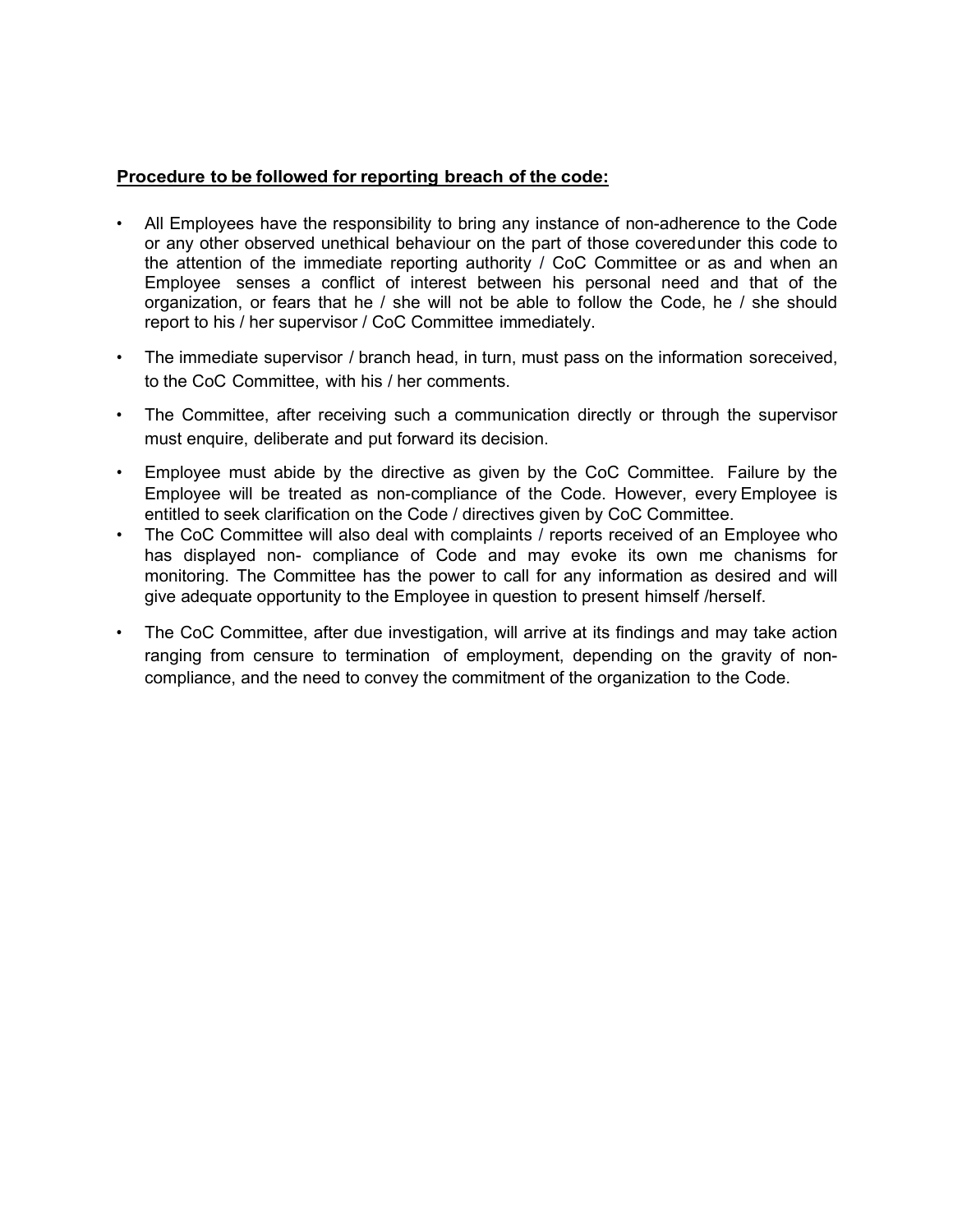**Procedure to be followed for reporting breach of the code:**

- All Employees have the responsibility to bring any instance of non-adherence to the Code or any other observed unethical behaviour on the part of those coveredunder this code to the attention of the immediate reporting authority / CoC Committee or as and when an Employee senses a conflict of interest between his personal need and that of the organization, or fears that he / she will not be able to follow the Code, he / she should report to his / her supervisor / CoC Committee immediately.
- The immediate supervisor / branch head, in turn, must pass on the information soreceived, to the CoC Committee, with his / her comments.
- The Committee, after receiving such a communication directly or through the supervisor must enquire, deliberate and put forward its decision.
- Employee must abide by the directive as given by the CoC Committee. Failure by the Employee will be treated as non-compliance of the Code. However, every Employee is entitled to seek clarification on the Code / directives given by CoC Committee.
- The CoC Committee will also deal with complaints / reports received of an Employee who has displayed non- compliance of Code and may evoke its own me chanisms for monitoring. The Committee has the power to call for any information as desired and will give adequate opportunity to the Employee in question to present himself /herself.
- The CoC Committee, after due investigation, will arrive at its findings and may take action ranging from censure to termination of employment, depending on the gravity of non-compliance, and the need to convey the commitment of the organization to the Code.